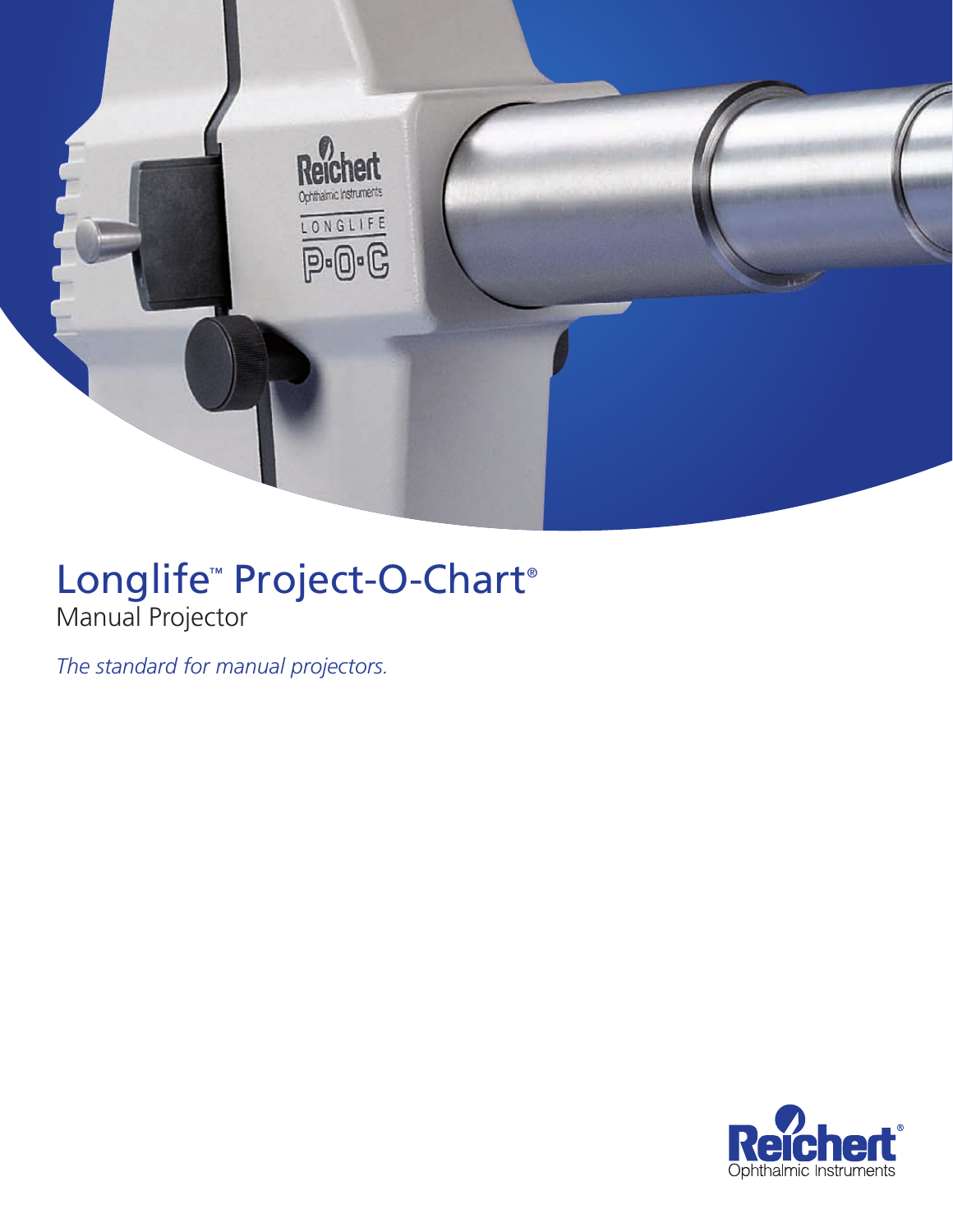# Longlife™ Project-O-Chart®

Manual Projector

*The standard for manual projectors.*

Reichert® Ophthalmic Instruments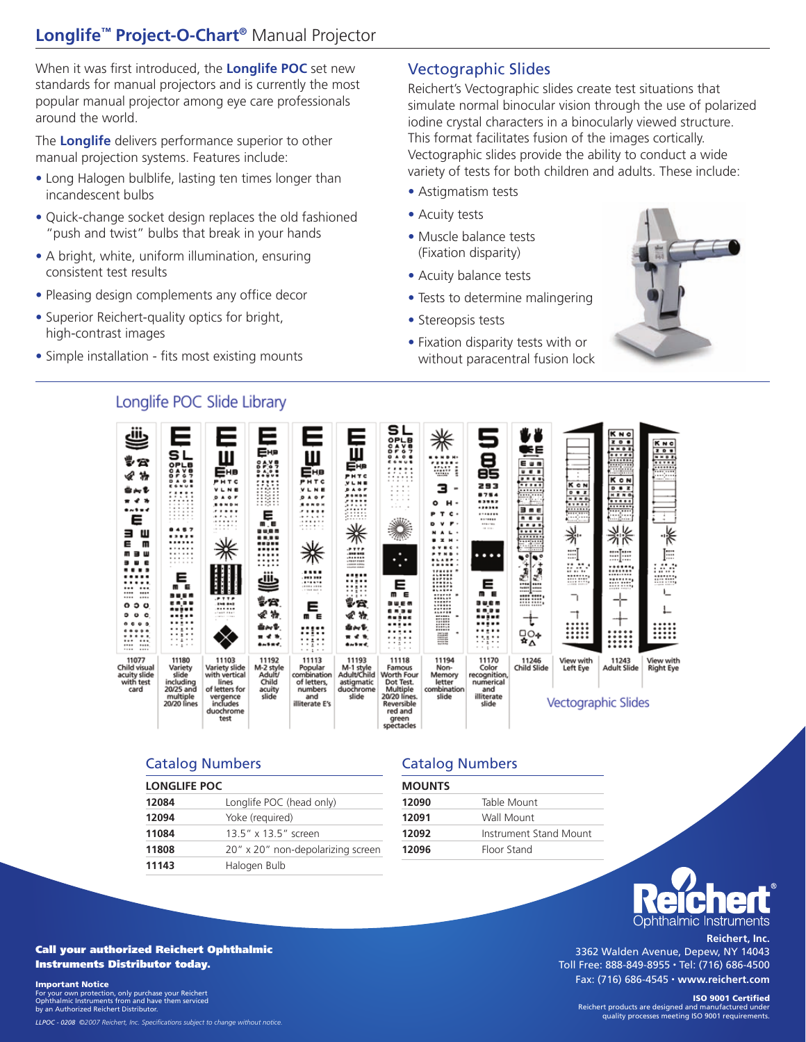## Longlife™ Project-O-Chart® Manual Projector

When it was first introduced, the **Longlife POC** set new standards for manual projectors and is currently the most popular manual projector among eye care professionals around the world.

The **Longlife** delivers performance superior to other manual projection systems. Features include:

- Long Halogen bulblife, lasting ten times longer than incandescent bulbs
- Quick-change socket design replaces the old fashioned "push and twist" bulbs that break in your hands
- A bright, white, uniform illumination, ensuring consistent test results
- Pleasing design complements any office decor
- Superior Reichert-quality optics for bright, high-contrast images
- Simple installation - fits most existing mounts

### Vectographic Slides

Reichert's Vectographic slides create test situations that simulate normal binocular vision through the use of polarized iodine crystal characters in a binocularly viewed structure. This format facilitates fusion of the images cortically. Vectographic slides provide the ability to conduct a wide variety of tests for both children and adults. These include:

- Astigmatism tests
- Acuity tests
- Muscle balance tests (Fixation disparity)
- Acuity balance tests
- Tests to determine malingering
- Stereopsis tests
- Fixation disparity tests with or without paracentral fusion lock

### Longlife POC Slide Library

11077 Child visual acuity slide with test card

11180 Variety slide including 20/25 and multiple 20/20 lines

11103 Variety slide with vertical lines of letters for vergence includes duochrome test

11192 M-2 style Adult/Child acuity slide

11113 Popular combination of letters, numbers and illiterate E's

11193 M-1 style Adult/Child astigmatic duochrome slide

11118 Famous Worth Four Dot Test. Multiple 20/20 lines. Reversible red and green spectacles

11194 Non-Memory letter combination slide

11170 Color recognition, numerical and illiterate slide

11246 Child Slide

View with Left Eye

11243 Adult Slide

View with Right Eye

Vectographic Slides

### Catalog Numbers

| LONGLIFE POC | |
|---|---|
| **12084** | Longlife POC (head only) |
| **12094** | Yoke (required) |
| **11084** | 13.5" x 13.5" screen |
| **11808** | 20" x 20" non-depolarizing screen |
| **11143** | Halogen Bulb |

### Catalog Numbers

| MOUNTS | |
|---|---|
| **12090** | Table Mount |
| **12091** | Wall Mount |
| **12092** | Instrument Stand Mount |
| **12096** | Floor Stand |

**Call your authorized Reichert Ophthalmic Instruments Distributor today.**

**Important Notice**
For your own protection, only purchase your Reichert Ophthalmic Instruments from and have them serviced by an Authorized Reichert Distributor.

*LLPOC - 0208 ©2007 Reichert, Inc. Specifications subject to change without notice.*

Reichert® Ophthalmic Instruments

**Reichert, Inc.**
3362 Walden Avenue, Depew, NY 14043
Toll Free: 888-849-8955 • Tel: (716) 686-4500
Fax: (716) 686-4545 • **www.reichert.com**

**ISO 9001 Certified**
Reichert products are designed and manufactured under quality processes meeting ISO 9001 requirements.